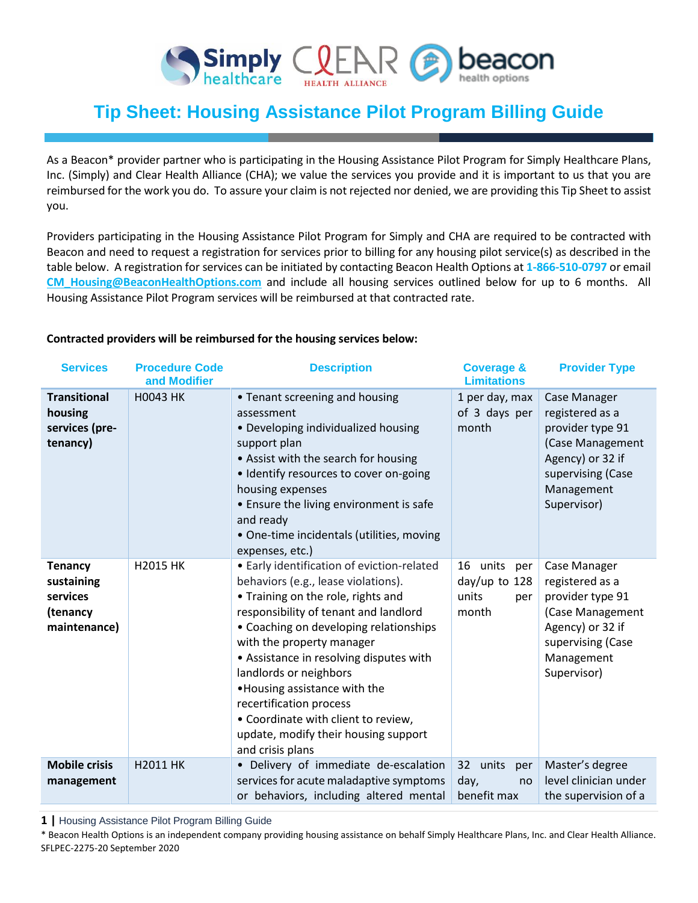# Tip Sheet: Housing Assistance Pilot Program Billing Guide

As a Beacon* provider partner who is participating in the Housing Assistance Pilot Program for Simply Healthcare Plans, Inc. (Simply) and Clear Health Alliance (CHA); we value the services you provide and it is important to us that you are reimbursed for the work you do. To assure your claim is not rejected nor denied, we are providing this Tip Sheet to assist you.

Providers participating in the Housing Assistance Pilot Program for Simply and CHA are required to be contracted with Beacon and need to request a registration for services prior to billing for any housing pilot service(s) as described in the table below. A registration for services can be initiated by contacting Beacon Health Options at **1-866-510-0797** or email CM_Housing@BeaconHealthOptions.com and include all housing services outlined below for up to 6 months. All Housing Assistance Pilot Program services will be reimbursed at that contracted rate.

**Contracted providers will be reimbursed for the housing services below:**

| Services | Procedure Code and Modifier | Description | Coverage & Limitations | Provider Type |
|---|---|---|---|---|
| **Transitional housing services (pre-tenancy)** | H0043 HK | • Tenant screening and housing assessment<br>• Developing individualized housing support plan<br>• Assist with the search for housing<br>• Identify resources to cover on-going housing expenses<br>• Ensure the living environment is safe and ready<br>• One-time incidentals (utilities, moving expenses, etc.) | 1 per day, max of 3 days per month | Case Manager registered as a provider type 91 (Case Management Agency) or 32 if supervising (Case Management Supervisor) |
| **Tenancy sustaining services (tenancy maintenance)** | H2015 HK | • Early identification of eviction-related behaviors (e.g., lease violations).<br>• Training on the role, rights and responsibility of tenant and landlord<br>• Coaching on developing relationships with the property manager<br>• Assistance in resolving disputes with landlords or neighbors<br>•Housing assistance with the recertification process<br>• Coordinate with client to review, update, modify their housing support and crisis plans | 16 units per day/up to 128 units per month | Case Manager registered as a provider type 91 (Case Management Agency) or 32 if supervising (Case Management Supervisor) |
| **Mobile crisis management** | H2011 HK | • Delivery of immediate de-escalation services for acute maladaptive symptoms or behaviors, including altered mental | 32 units per day, no benefit max | Master's degree level clinician under the supervision of a |

\* Beacon Health Options is an independent company providing housing assistance on behalf Simply Healthcare Plans, Inc. and Clear Health Alliance.
SFLPEC-2275-20 September 2020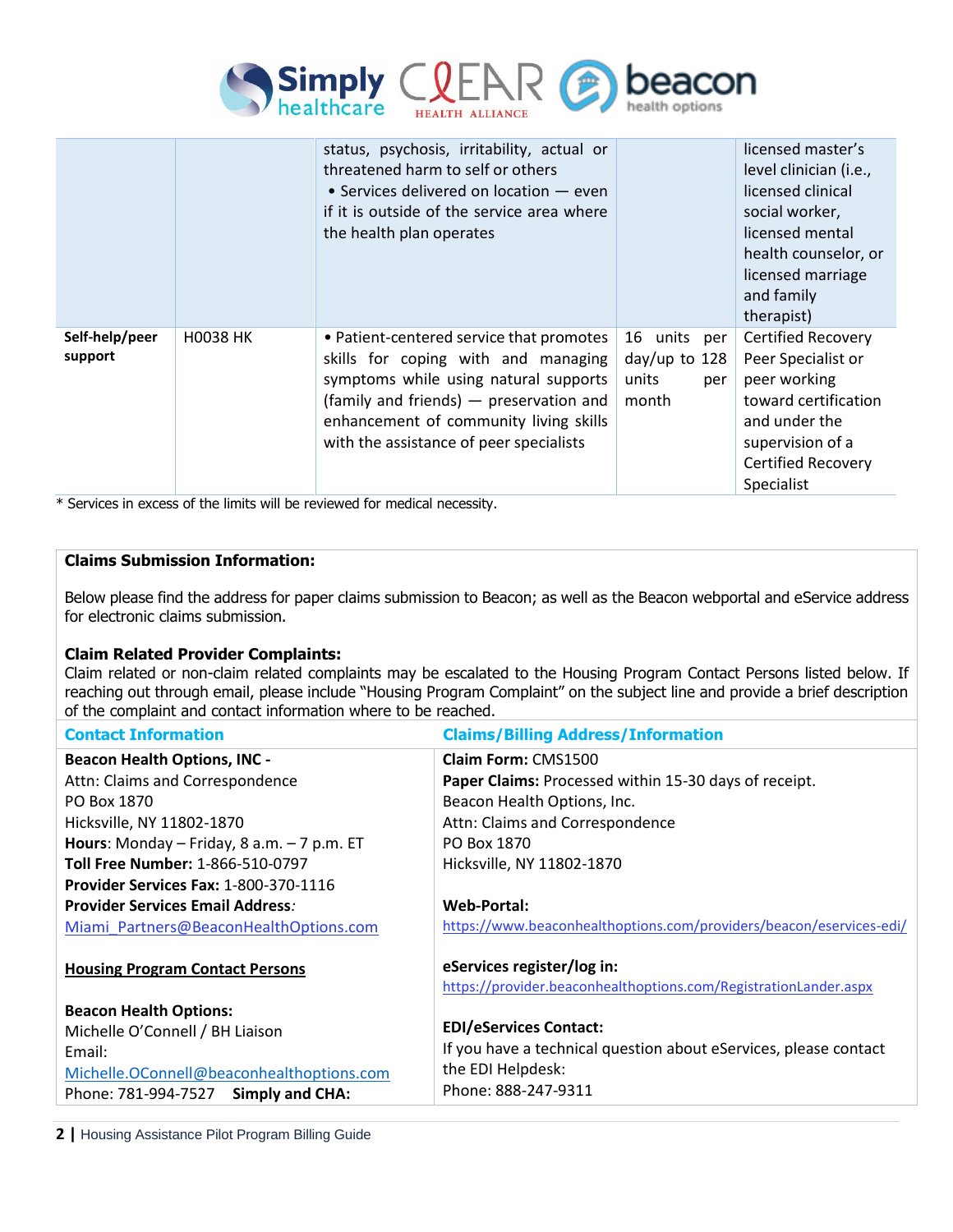| | | | | |
|---|---|---|---|---|
| | | status, psychosis, irritability, actual or threatened harm to self or others<br>• Services delivered on location — even if it is outside of the service area where the health plan operates | | licensed master's level clinician (i.e., licensed clinical social worker, licensed mental health counselor, or licensed marriage and family therapist) |
| **Self-help/peer support** | H0038 HK | • Patient-centered service that promotes skills for coping with and managing symptoms while using natural supports (family and friends) — preservation and enhancement of community living skills with the assistance of peer specialists | 16 units per day/up to 128 units per month | Certified Recovery Peer Specialist or peer working toward certification and under the supervision of a Certified Recovery Specialist |

* Services in excess of the limits will be reviewed for medical necessity.

**Claims Submission Information:**

Below please find the address for paper claims submission to Beacon; as well as the Beacon webportal and eService address for electronic claims submission.

**Claim Related Provider Complaints:**
Claim related or non-claim related complaints may be escalated to the Housing Program Contact Persons listed below. If reaching out through email, please include "Housing Program Complaint" on the subject line and provide a brief description of the complaint and contact information where to be reached.

| Contact Information | Claims/Billing Address/Information |
|---|---|
| **Beacon Health Options, INC -**<br>Attn: Claims and Correspondence<br>PO Box 1870<br>Hicksville, NY 11802-1870<br>**Hours**: Monday – Friday, 8 a.m. – 7 p.m. ET<br>**Toll Free Number:** 1-866-510-0797<br>**Provider Services Fax:** 1-800-370-1116<br>**Provider Services Email Address***:*<br>Miami_Partners@BeaconHealthOptions.com<br><br>**Housing Program Contact Persons**<br><br>**Beacon Health Options:**<br>Michelle O'Connell / BH Liaison<br>Email:<br>Michelle.OConnell@beaconhealthoptions.com<br>Phone: 781-994-7527 **Simply and CHA:** | **Claim Form:** CMS1500<br>**Paper Claims:** Processed within 15-30 days of receipt.<br>Beacon Health Options, Inc.<br>Attn: Claims and Correspondence<br>PO Box 1870<br>Hicksville, NY 11802-1870<br><br>**Web-Portal:**<br>https://www.beaconhealthoptions.com/providers/beacon/eservices-edi/<br><br>**eServices register/log in:**<br>https://provider.beaconhealthoptions.com/RegistrationLander.aspx<br><br>**EDI/eServices Contact:**<br>If you have a technical question about eServices, please contact the EDI Helpdesk:<br>Phone: 888-247-9311 |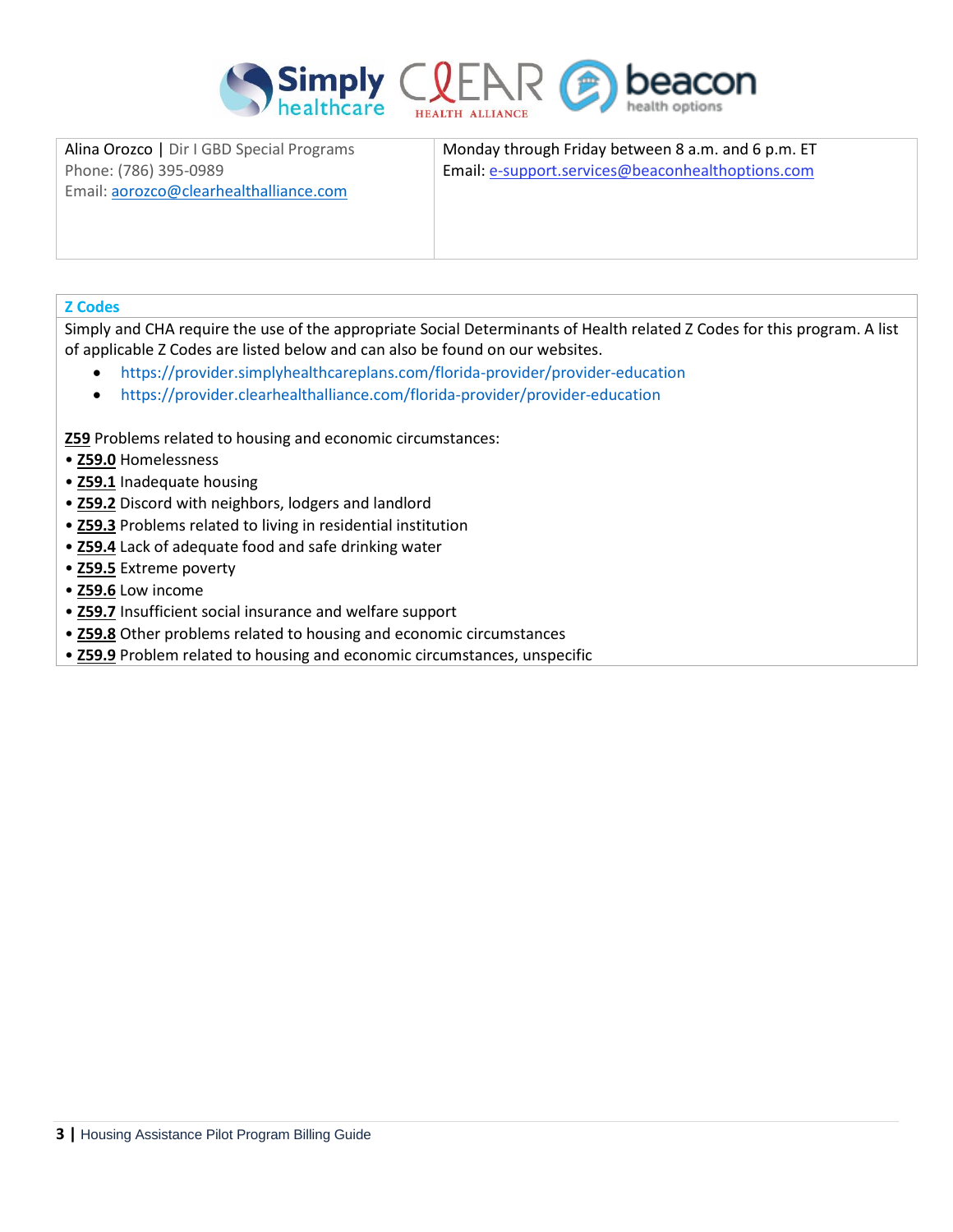| | |
|---|---|
| Alina Orozco \| Dir I GBD Special Programs<br>Phone: (786) 395-0989<br>Email: aorozco@clearhealthalliance.com | Monday through Friday between 8 a.m. and 6 p.m. ET<br>Email: e-support.services@beaconhealthoptions.com |

## Z Codes

Simply and CHA require the use of the appropriate Social Determinants of Health related Z Codes for this program. A list of applicable Z Codes are listed below and can also be found on our websites.

- https://provider.simplyhealthcareplans.com/florida-provider/provider-education
- https://provider.clearhealthalliance.com/florida-provider/provider-education

**Z59** Problems related to housing and economic circumstances:

- **Z59.0** Homelessness
- **Z59.1** Inadequate housing
- **Z59.2** Discord with neighbors, lodgers and landlord
- **Z59.3** Problems related to living in residential institution
- **Z59.4** Lack of adequate food and safe drinking water
- **Z59.5** Extreme poverty
- **Z59.6** Low income
- **Z59.7** Insufficient social insurance and welfare support
- **Z59.8** Other problems related to housing and economic circumstances
- **Z59.9** Problem related to housing and economic circumstances, unspecific